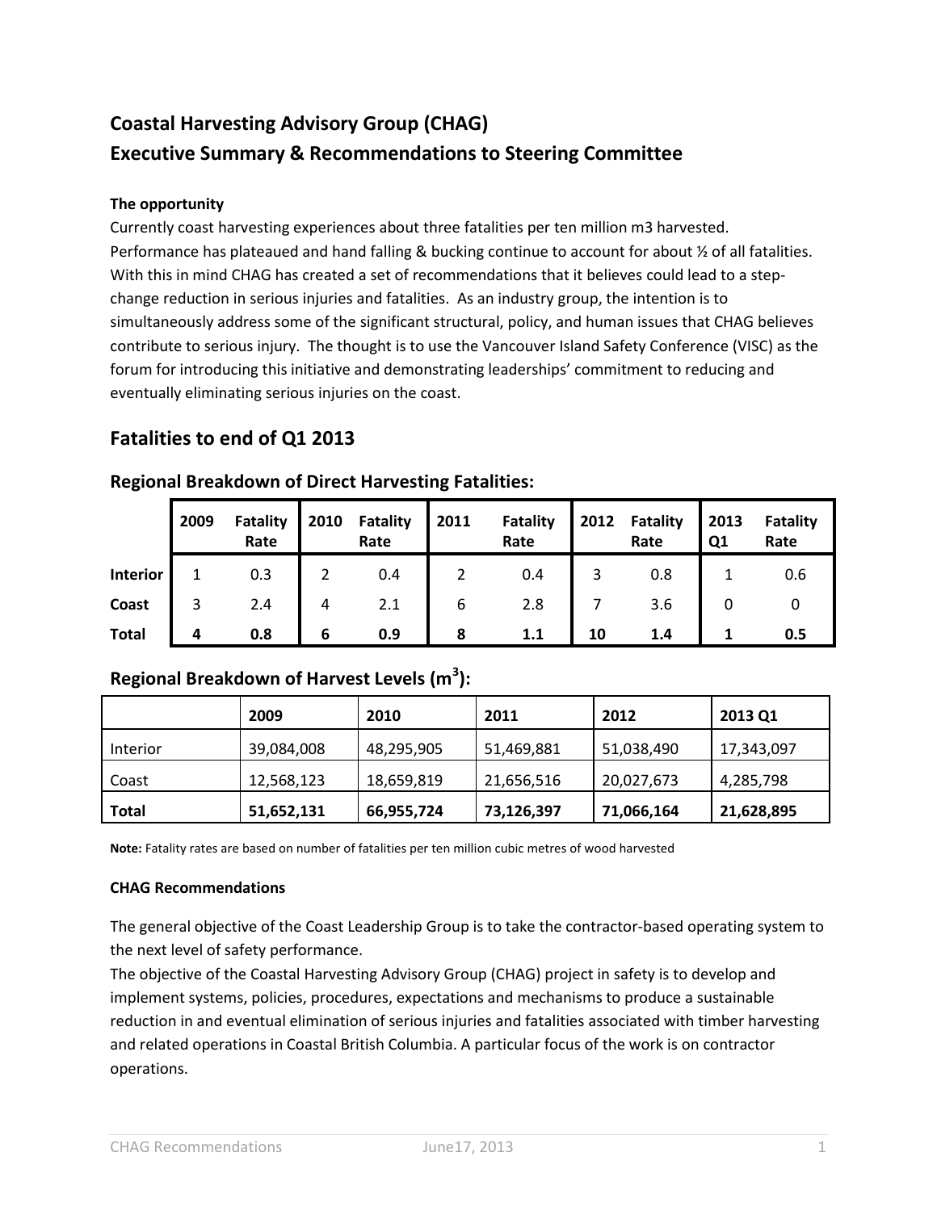# Coastal Harvesting Advisory Group (CHAG)
# Executive Summary & Recommendations to Steering Committee

**The opportunity**

Currently coast harvesting experiences about three fatalities per ten million m3 harvested. Performance has plateaued and hand falling & bucking continue to account for about ½ of all fatalities. With this in mind CHAG has created a set of recommendations that it believes could lead to a step-change reduction in serious injuries and fatalities. As an industry group, the intention is to simultaneously address some of the significant structural, policy, and human issues that CHAG believes contribute to serious injury. The thought is to use the Vancouver Island Safety Conference (VISC) as the forum for introducing this initiative and demonstrating leaderships' commitment to reducing and eventually eliminating serious injuries on the coast.

## Fatalities to end of Q1 2013

### Regional Breakdown of Direct Harvesting Fatalities:

| | 2009 | Fatality Rate | 2010 | Fatality Rate | 2011 | Fatality Rate | 2012 | Fatality Rate | 2013 Q1 | Fatality Rate |
|---|---|---|---|---|---|---|---|---|---|---|
| **Interior** | 1 | 0.3 | 2 | 0.4 | 2 | 0.4 | 3 | 0.8 | 1 | 0.6 |
| **Coast** | 3 | 2.4 | 4 | 2.1 | 6 | 2.8 | 7 | 3.6 | 0 | 0 |
| **Total** | **4** | **0.8** | **6** | **0.9** | **8** | **1.1** | **10** | **1.4** | **1** | **0.5** |

### Regional Breakdown of Harvest Levels ($m^3$):

| | 2009 | 2010 | 2011 | 2012 | 2013 Q1 |
|---|---|---|---|---|---|
| Interior | 39,084,008 | 48,295,905 | 51,469,881 | 51,038,490 | 17,343,097 |
| Coast | 12,568,123 | 18,659,819 | 21,656,516 | 20,027,673 | 4,285,798 |
| **Total** | **51,652,131** | **66,955,724** | **73,126,397** | **71,066,164** | **21,628,895** |

**Note:** Fatality rates are based on number of fatalities per ten million cubic metres of wood harvested

**CHAG Recommendations**

The general objective of the Coast Leadership Group is to take the contractor-based operating system to the next level of safety performance.

The objective of the Coastal Harvesting Advisory Group (CHAG) project in safety is to develop and implement systems, policies, procedures, expectations and mechanisms to produce a sustainable reduction in and eventual elimination of serious injuries and fatalities associated with timber harvesting and related operations in Coastal British Columbia. A particular focus of the work is on contractor operations.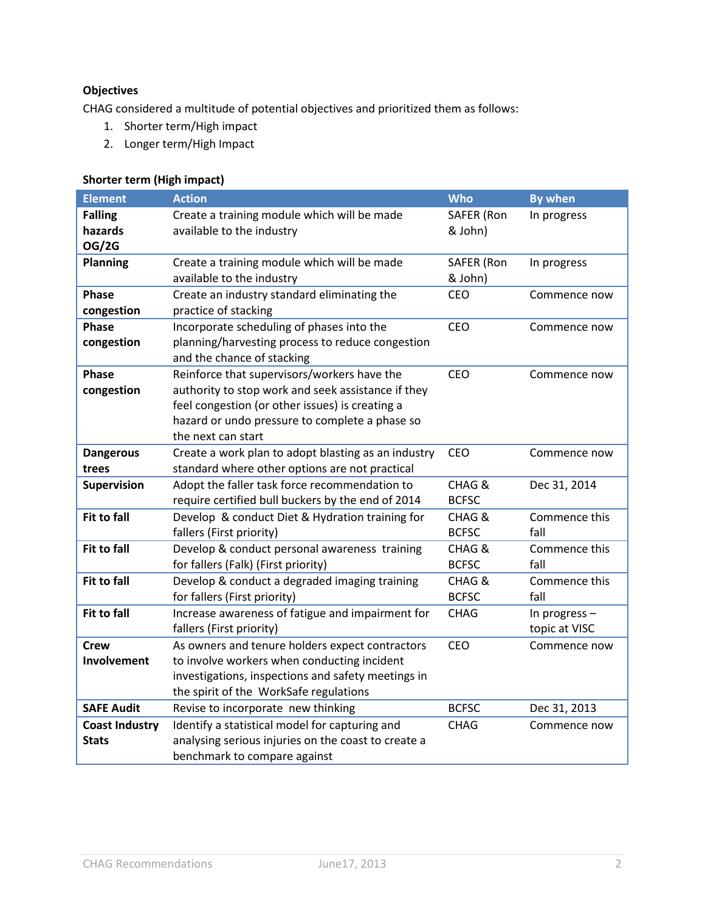**Objectives**

CHAG considered a multitude of potential objectives and prioritized them as follows:

1. Shorter term/High impact
2. Longer term/High Impact

**Shorter term (High impact)**

| Element | Action | Who | By when |
|---|---|---|---|
| **Falling hazards OG/2G** | Create a training module which will be made available to the industry | SAFER (Ron & John) | In progress |
| **Planning** | Create a training module which will be made available to the industry | SAFER (Ron & John) | In progress |
| **Phase congestion** | Create an industry standard eliminating the practice of stacking | CEO | Commence now |
| **Phase congestion** | Incorporate scheduling of phases into the planning/harvesting process to reduce congestion and the chance of stacking | CEO | Commence now |
| **Phase congestion** | Reinforce that supervisors/workers have the authority to stop work and seek assistance if they feel congestion (or other issues) is creating a hazard or undo pressure to complete a phase so the next can start | CEO | Commence now |
| **Dangerous trees** | Create a work plan to adopt blasting as an industry standard where other options are not practical | CEO | Commence now |
| **Supervision** | Adopt the faller task force recommendation to require certified bull buckers by the end of 2014 | CHAG & BCFSC | Dec 31, 2014 |
| **Fit to fall** | Develop & conduct Diet & Hydration training for fallers (First priority) | CHAG & BCFSC | Commence this fall |
| **Fit to fall** | Develop & conduct personal awareness training for fallers (Falk) (First priority) | CHAG & BCFSC | Commence this fall |
| **Fit to fall** | Develop & conduct a degraded imaging training for fallers (First priority) | CHAG & BCFSC | Commence this fall |
| **Fit to fall** | Increase awareness of fatigue and impairment for fallers (First priority) | CHAG | In progress – topic at VISC |
| **Crew Involvement** | As owners and tenure holders expect contractors to involve workers when conducting incident investigations, inspections and safety meetings in the spirit of the WorkSafe regulations | CEO | Commence now |
| **SAFE Audit** | Revise to incorporate new thinking | BCFSC | Dec 31, 2013 |
| **Coast Industry Stats** | Identify a statistical model for capturing and analysing serious injuries on the coast to create a benchmark to compare against | CHAG | Commence now |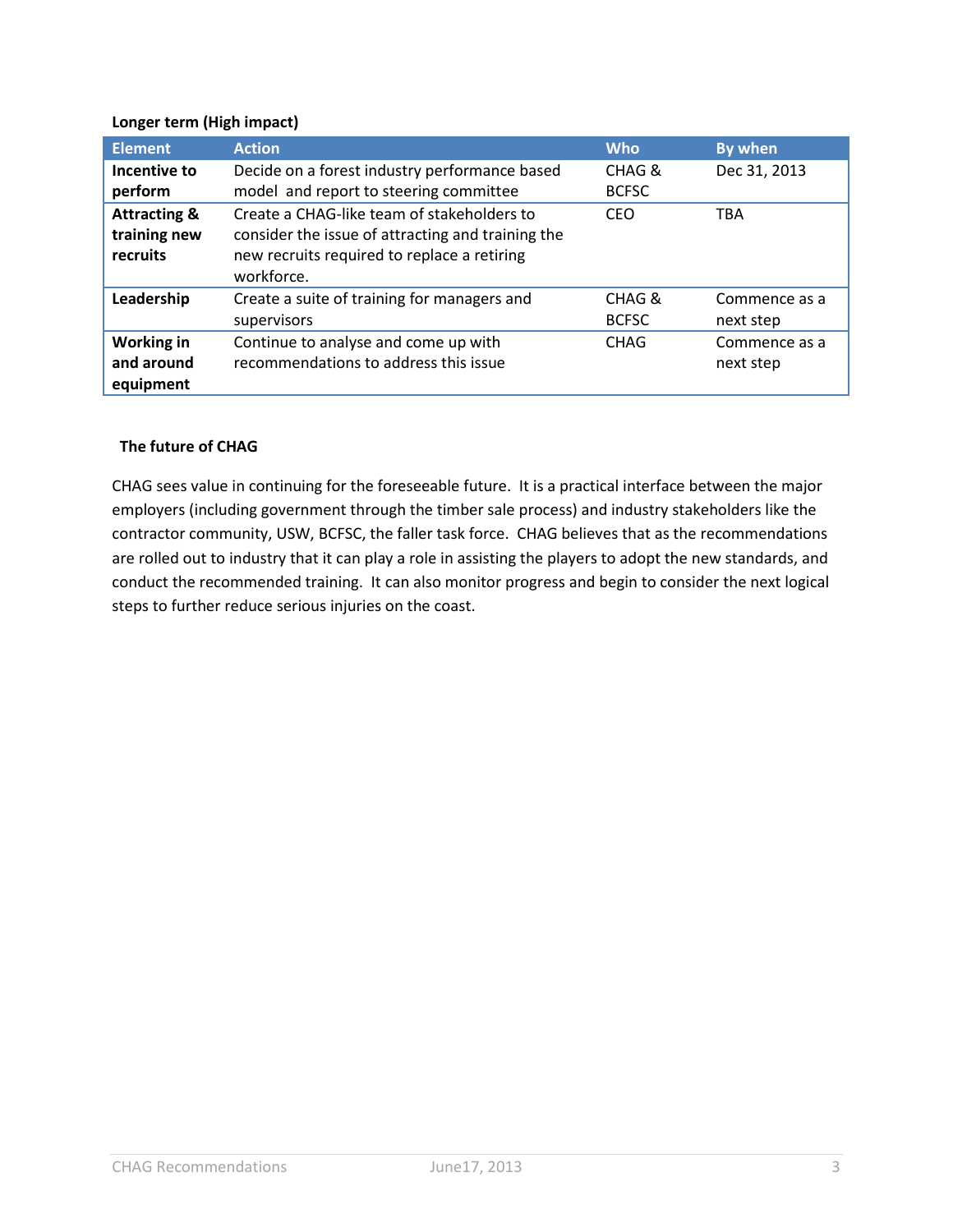**Longer term (High impact)**

| Element | Action | Who | By when |
|---|---|---|---|
| **Incentive to perform** | Decide on a forest industry performance based model and report to steering committee | CHAG & BCFSC | Dec 31, 2013 |
| **Attracting & training new recruits** | Create a CHAG-like team of stakeholders to consider the issue of attracting and training the new recruits required to replace a retiring workforce. | CEO | TBA |
| **Leadership** | Create a suite of training for managers and supervisors | CHAG & BCFSC | Commence as a next step |
| **Working in and around equipment** | Continue to analyse and come up with recommendations to address this issue | CHAG | Commence as a next step |

**The future of CHAG**

CHAG sees value in continuing for the foreseeable future. It is a practical interface between the major employers (including government through the timber sale process) and industry stakeholders like the contractor community, USW, BCFSC, the faller task force. CHAG believes that as the recommendations are rolled out to industry that it can play a role in assisting the players to adopt the new standards, and conduct the recommended training. It can also monitor progress and begin to consider the next logical steps to further reduce serious injuries on the coast.